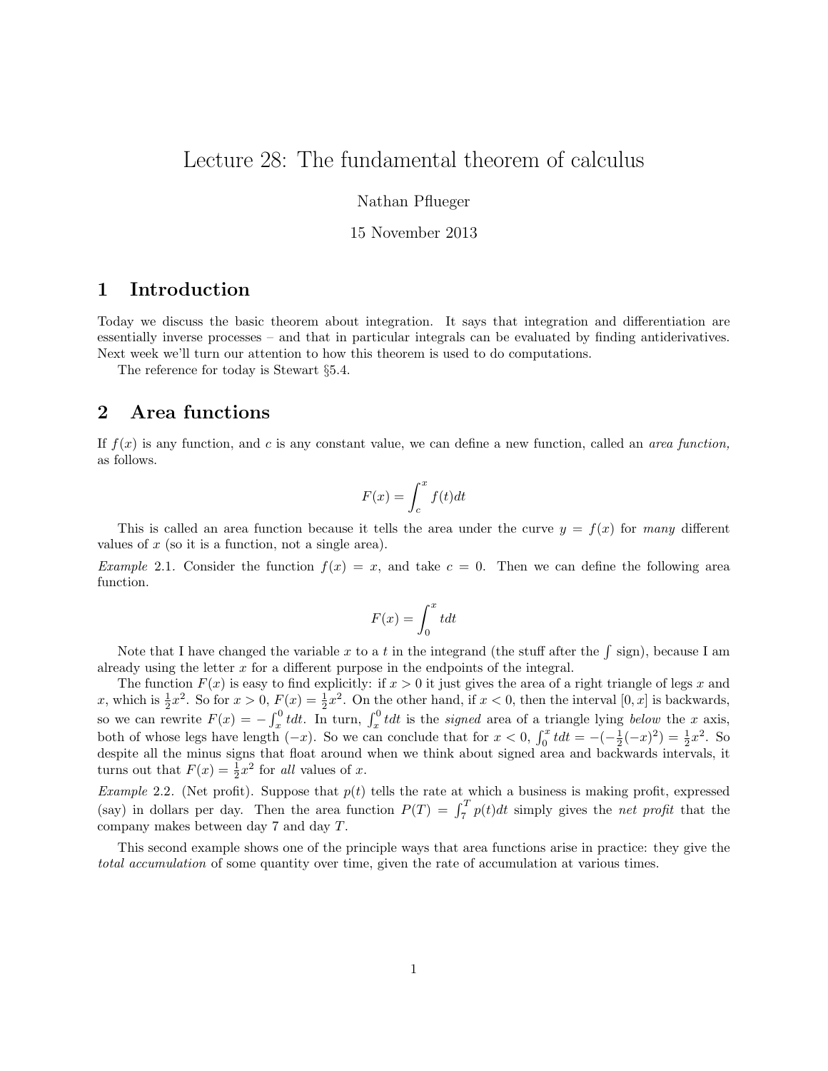# Lecture 28: The fundamental theorem of calculus

Nathan Pflueger

15 November 2013

## 1 Introduction

Today we discuss the basic theorem about integration. It says that integration and differentiation are essentially inverse processes – and that in particular integrals can be evaluated by finding antiderivatives. Next week we'll turn our attention to how this theorem is used to do computations.

The reference for today is Stewart §5.4.

## 2 Area functions

If $f(x)$ is any function, and $c$ is any constant value, we can define a new function, called an *area function,* as follows.

$$F(x) = \int_c^x f(t)dt$$

This is called an area function because it tells the area under the curve $y = f(x)$ for *many* different values of $x$ (so it is a function, not a single area).

*Example* 2.1. Consider the function $f(x) = x$, and take $c = 0$. Then we can define the following area function.

$$F(x) = \int_0^x tdt$$

Note that I have changed the variable $x$ to a $t$ in the integrand (the stuff after the $\int$ sign), because I am already using the letter $x$ for a different purpose in the endpoints of the integral.

The function $F(x)$ is easy to find explicitly: if $x > 0$ it just gives the area of a right triangle of legs $x$ and $x$, which is $\frac{1}{2}x^2$. So for $x > 0$, $F(x) = \frac{1}{2}x^2$. On the other hand, if $x < 0$, then the interval $[0, x]$ is backwards, so we can rewrite $F(x) = -\int_x^0 tdt$. In turn, $\int_x^0 tdt$ is the *signed* area of a triangle lying *below* the $x$ axis, both of whose legs have length $(-x)$. So we can conclude that for $x < 0$, $\int_0^x tdt = -(-\frac{1}{2}(-x)^2) = \frac{1}{2}x^2$. So despite all the minus signs that float around when we think about signed area and backwards intervals, it turns out that $F(x) = \frac{1}{2}x^2$ for *all* values of $x$.

*Example* 2.2. (Net profit). Suppose that $p(t)$ tells the rate at which a business is making profit, expressed (say) in dollars per day. Then the area function $P(T) = \int_7^T p(t)dt$ simply gives the *net profit* that the company makes between day 7 and day $T$.

This second example shows one of the principle ways that area functions arise in practice: they give the *total accumulation* of some quantity over time, given the rate of accumulation at various times.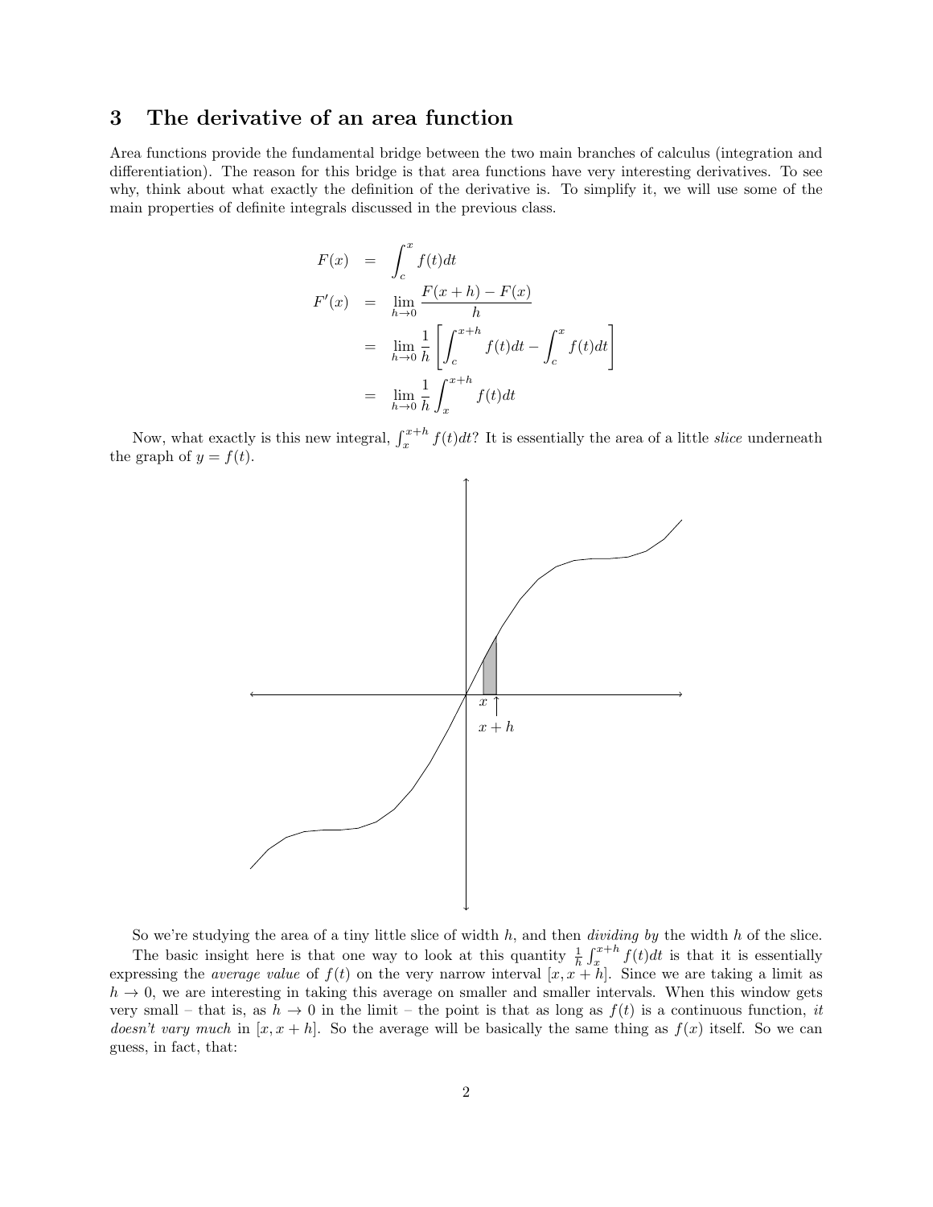## 3 The derivative of an area function

Area functions provide the fundamental bridge between the two main branches of calculus (integration and differentiation). The reason for this bridge is that area functions have very interesting derivatives. To see why, think about what exactly the definition of the derivative is. To simplify it, we will use some of the main properties of definite integrals discussed in the previous class.

$$
\begin{aligned}
F(x) &= \int_c^x f(t)dt \\
F'(x) &= \lim_{h \to 0} \frac{F(x+h) - F(x)}{h} \\
&= \lim_{h \to 0} \frac{1}{h} \left[ \int_c^{x+h} f(t)dt - \int_c^x f(t)dt \right] \\
&= \lim_{h \to 0} \frac{1}{h} \int_x^{x+h} f(t)dt
\end{aligned}
$$

Now, what exactly is this new integral, $\int_x^{x+h} f(t)dt$? It is essentially the area of a little *slice* underneath the graph of $y = f(t)$.

$x$

$x + h$

So we're studying the area of a tiny little slice of width $h$, and then *dividing by* the width $h$ of the slice.

The basic insight here is that one way to look at this quantity $\frac{1}{h} \int_x^{x+h} f(t)dt$ is that it is essentially expressing the *average value* of $f(t)$ on the very narrow interval $[x, x+h]$. Since we are taking a limit as $h \to 0$, we are interesting in taking this average on smaller and smaller intervals. When this window gets very small – that is, as $h \to 0$ in the limit – the point is that as long as $f(t)$ is a continuous function, *it doesn't vary much* in $[x, x+h]$. So the average will be basically the same thing as $f(x)$ itself. So we can guess, in fact, that: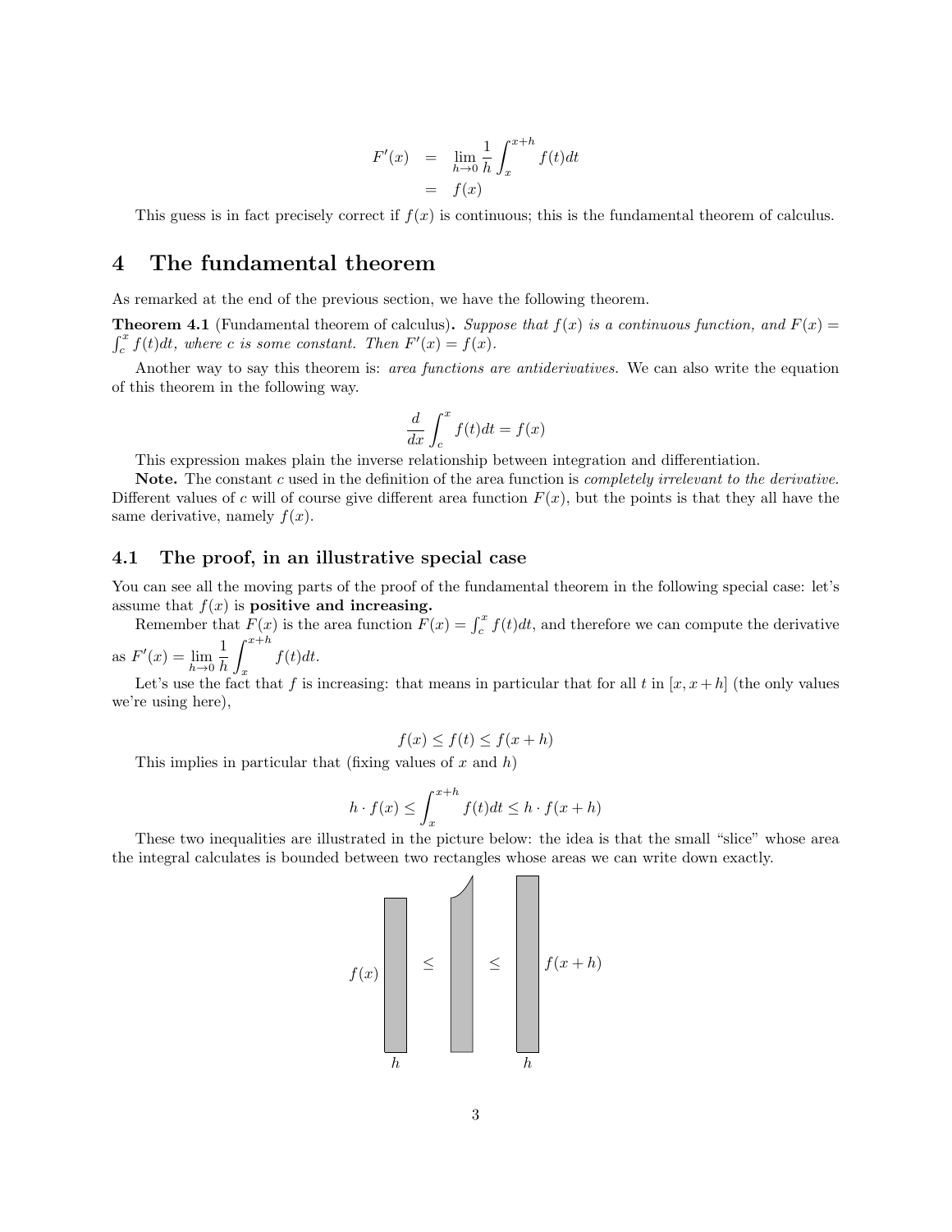$$
\begin{aligned}
F'(x) &= \lim_{h \to 0} \frac{1}{h} \int_x^{x+h} f(t)dt \\
&= f(x)
\end{aligned}
$$

This guess is in fact precisely correct if $f(x)$ is continuous; this is the fundamental theorem of calculus.

# 4 The fundamental theorem

As remarked at the end of the previous section, we have the following theorem.

**Theorem 4.1** (Fundamental theorem of calculus). *Suppose that $f(x)$ is a continuous function, and $F(x) = \int_c^x f(t)dt$, where $c$ is some constant. Then $F'(x) = f(x)$.*

Another way to say this theorem is: *area functions are antiderivatives.* We can also write the equation of this theorem in the following way.

$$
\frac{d}{dx} \int_c^x f(t)dt = f(x)
$$

This expression makes plain the inverse relationship between integration and differentiation.

**Note.** The constant $c$ used in the definition of the area function is *completely irrelevant to the derivative.* Different values of $c$ will of course give different area function $F(x)$, but the points is that they all have the same derivative, namely $f(x)$.

## 4.1 The proof, in an illustrative special case

You can see all the moving parts of the proof of the fundamental theorem in the following special case: let's assume that $f(x)$ is **positive and increasing.**

Remember that $F(x)$ is the area function $F(x) = \int_c^x f(t)dt$, and therefore we can compute the derivative as $F'(x) = \lim_{h \to 0} \frac{1}{h} \int_x^{x+h} f(t)dt$.

Let's use the fact that $f$ is increasing: that means in particular that for all $t$ in $[x, x+h]$ (the only values we're using here),

$$
f(x) \leq f(t) \leq f(x+h)
$$

This implies in particular that (fixing values of $x$ and $h$)

$$
h \cdot f(x) \leq \int_x^{x+h} f(t)dt \leq h \cdot f(x+h)
$$

These two inequalities are illustrated in the picture below: the idea is that the small "slice" whose area the integral calculates is bounded between two rectangles whose areas we can write down exactly.

$f(x)$ ≤ ≤ $f(x+h)$

$h$ $h$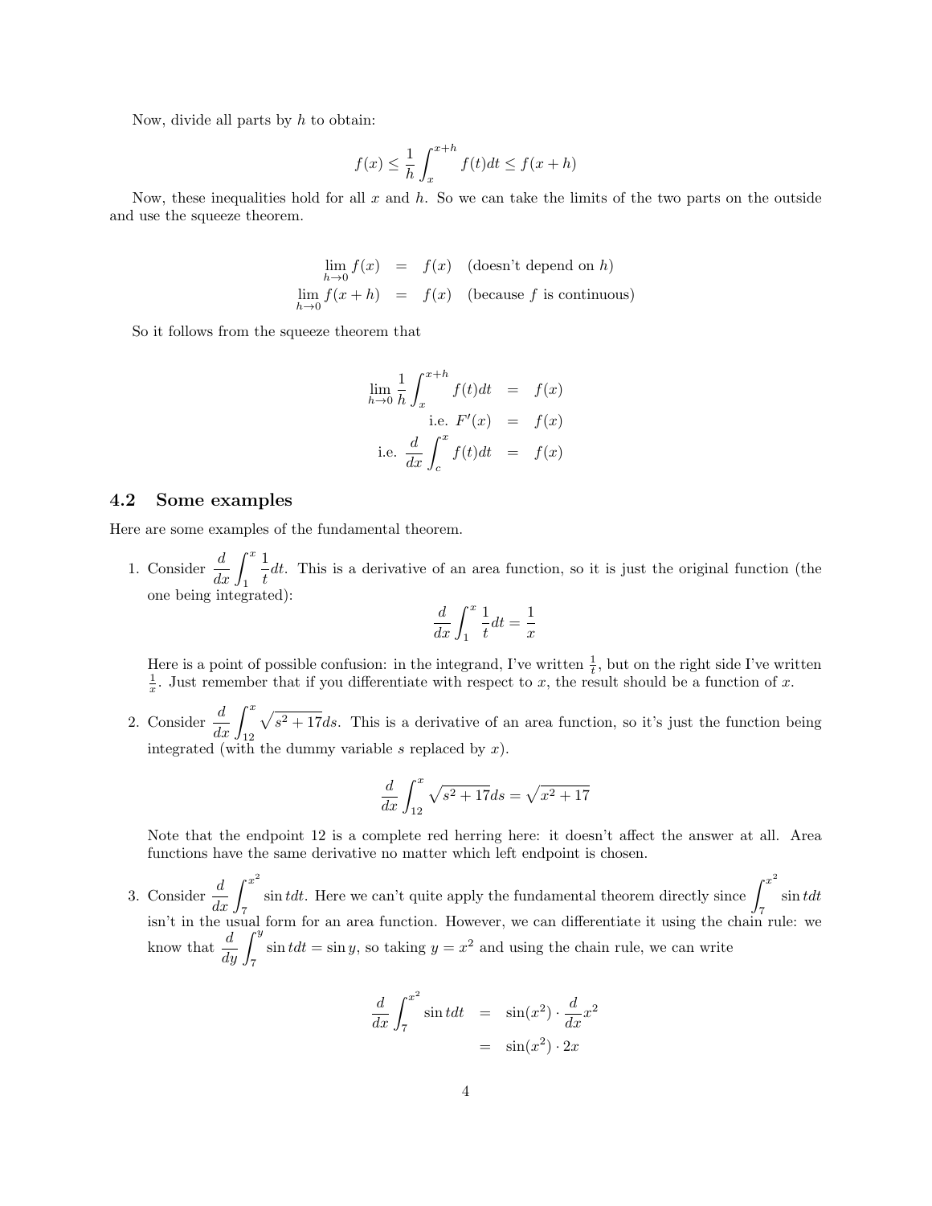Now, divide all parts by $h$ to obtain:

$$f(x) \leq \frac{1}{h} \int_x^{x+h} f(t)dt \leq f(x+h)$$

Now, these inequalities hold for all $x$ and $h$. So we can take the limits of the two parts on the outside and use the squeeze theorem.

$$\begin{aligned}
\lim_{h \to 0} f(x) &= f(x) \quad \text{(doesn't depend on } h\text{)} \\
\lim_{h \to 0} f(x+h) &= f(x) \quad \text{(because } f \text{ is continuous)}
\end{aligned}$$

So it follows from the squeeze theorem that

$$\begin{aligned}
\lim_{h \to 0} \frac{1}{h} \int_x^{x+h} f(t)dt &= f(x) \\
\text{i.e. } F'(x) &= f(x) \\
\text{i.e. } \frac{d}{dx} \int_c^x f(t)dt &= f(x)
\end{aligned}$$

## 4.2 Some examples

Here are some examples of the fundamental theorem.

1. Consider $\frac{d}{dx} \int_1^x \frac{1}{t} dt$. This is a derivative of an area function, so it is just the original function (the one being integrated):

   $$\frac{d}{dx} \int_1^x \frac{1}{t} dt = \frac{1}{x}$$

   Here is a point of possible confusion: in the integrand, I've written $\frac{1}{t}$, but on the right side I've written $\frac{1}{x}$. Just remember that if you differentiate with respect to $x$, the result should be a function of $x$.

2. Consider $\frac{d}{dx} \int_{12}^x \sqrt{s^2 + 17} ds$. This is a derivative of an area function, so it's just the function being integrated (with the dummy variable $s$ replaced by $x$).

   $$\frac{d}{dx} \int_{12}^x \sqrt{s^2 + 17} ds = \sqrt{x^2 + 17}$$

   Note that the endpoint 12 is a complete red herring here: it doesn't affect the answer at all. Area functions have the same derivative no matter which left endpoint is chosen.

3. Consider $\frac{d}{dx} \int_7^{x^2} \sin t dt$. Here we can't quite apply the fundamental theorem directly since $\int_7^{x^2} \sin t dt$ isn't in the usual form for an area function. However, we can differentiate it using the chain rule: we know that $\frac{d}{dy} \int_7^y \sin t dt = \sin y$, so taking $y = x^2$ and using the chain rule, we can write

   $$\begin{aligned}
   \frac{d}{dx} \int_7^{x^2} \sin t dt &= \sin(x^2) \cdot \frac{d}{dx} x^2 \\
   &= \sin(x^2) \cdot 2x
   \end{aligned}$$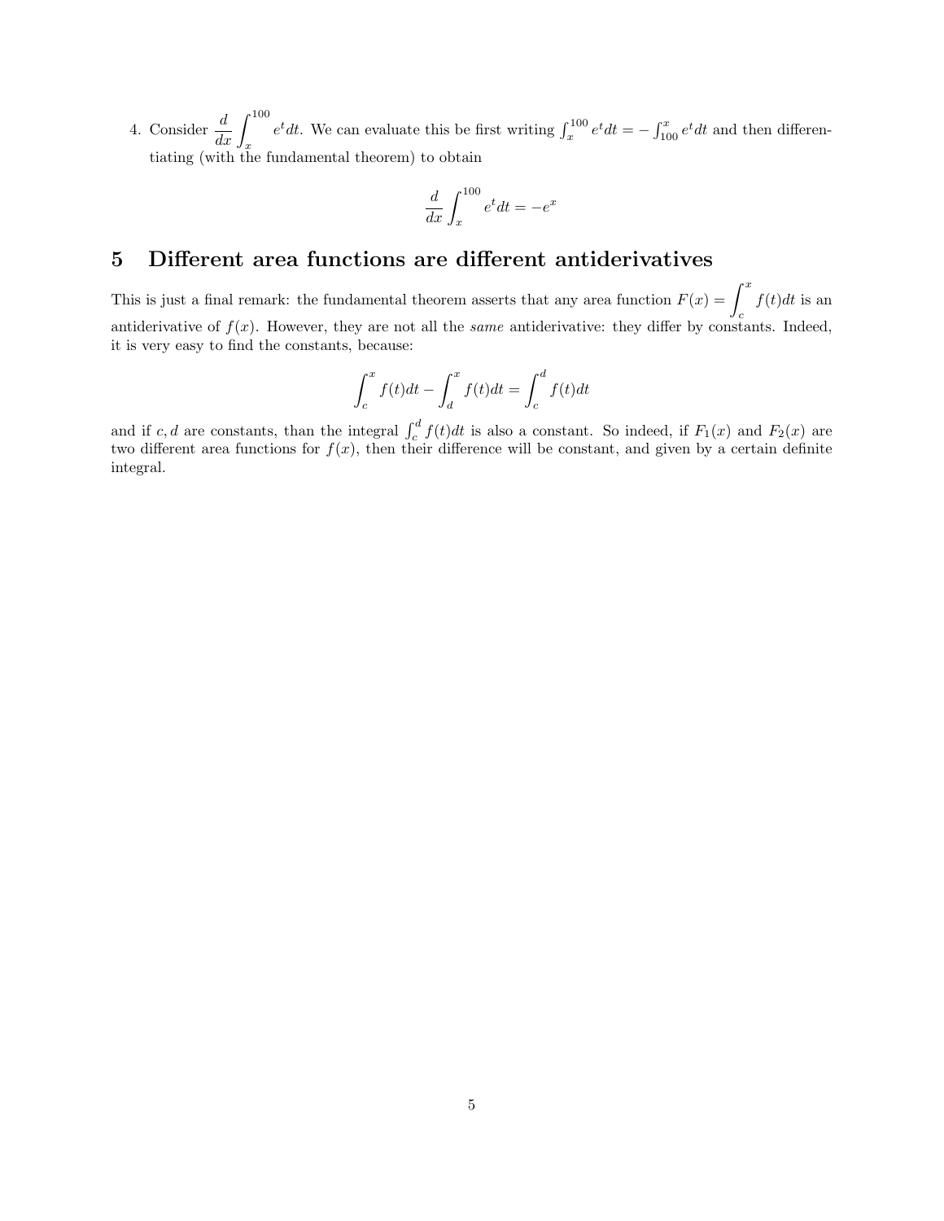4. Consider $\dfrac{d}{dx}\displaystyle\int_x^{100} e^t dt$. We can evaluate this be first writing $\int_x^{100} e^t dt = -\int_{100}^x e^t dt$ and then differentiating (with the fundamental theorem) to obtain

$$\frac{d}{dx}\int_x^{100} e^t dt = -e^x$$

## 5 Different area functions are different antiderivatives

This is just a final remark: the fundamental theorem asserts that any area function $F(x) = \displaystyle\int_c^x f(t)dt$ is an antiderivative of $f(x)$. However, they are not all the *same* antiderivative: they differ by constants. Indeed, it is very easy to find the constants, because:

$$\int_c^x f(t)dt - \int_d^x f(t)dt = \int_c^d f(t)dt$$

and if $c, d$ are constants, than the integral $\int_c^d f(t)dt$ is also a constant. So indeed, if $F_1(x)$ and $F_2(x)$ are two different area functions for $f(x)$, then their difference will be constant, and given by a certain definite integral.